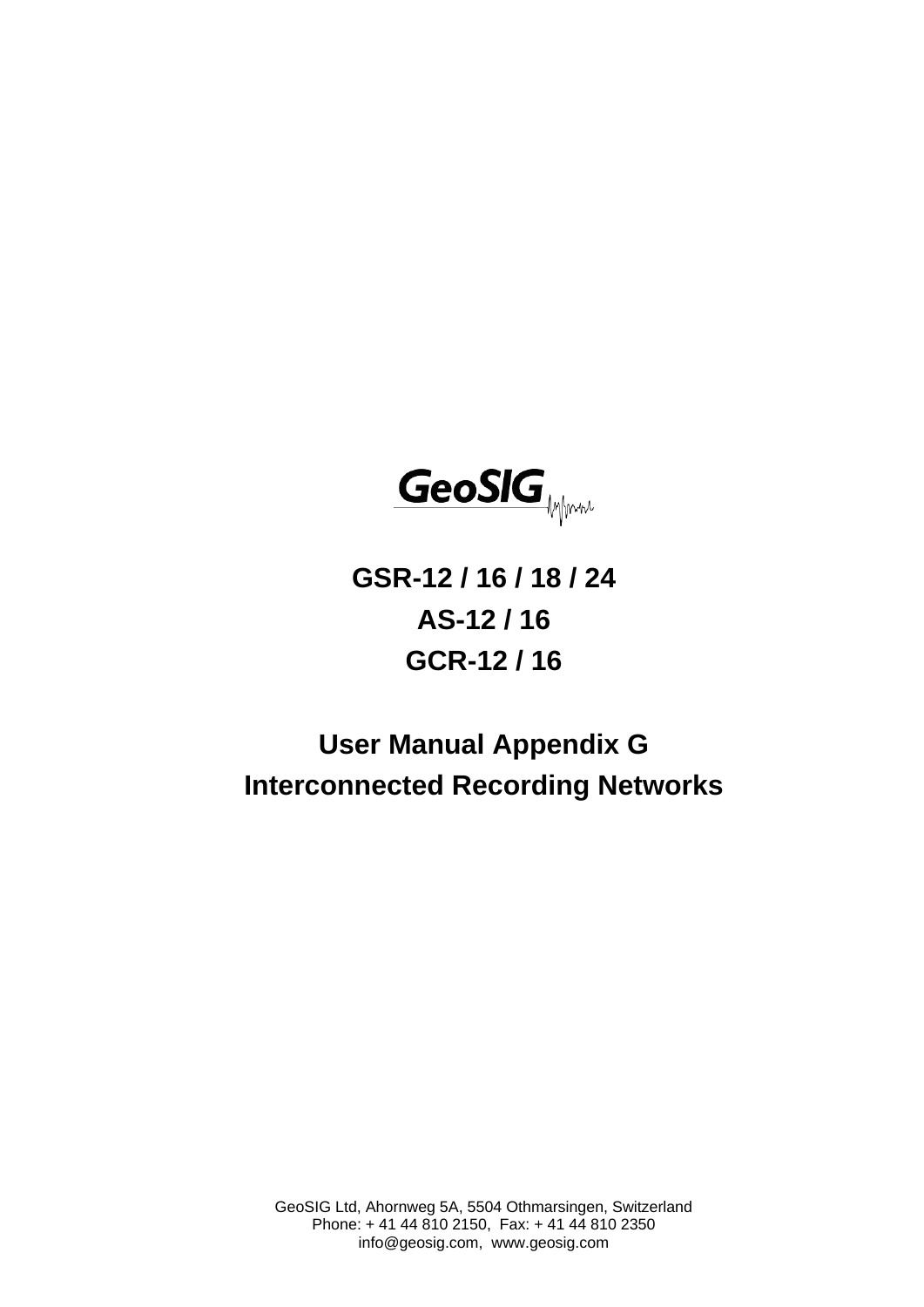GeoSIG

# GSR-12 / 16 / 18 / 24

# AS-12 / 16

# GCR-12 / 16

# User Manual Appendix G

# Interconnected Recording Networks

GeoSIG Ltd, Ahornweg 5A, 5504 Othmarsingen, Switzerland
Phone: + 41 44 810 2150, Fax: + 41 44 810 2350
info@geosig.com, www.geosig.com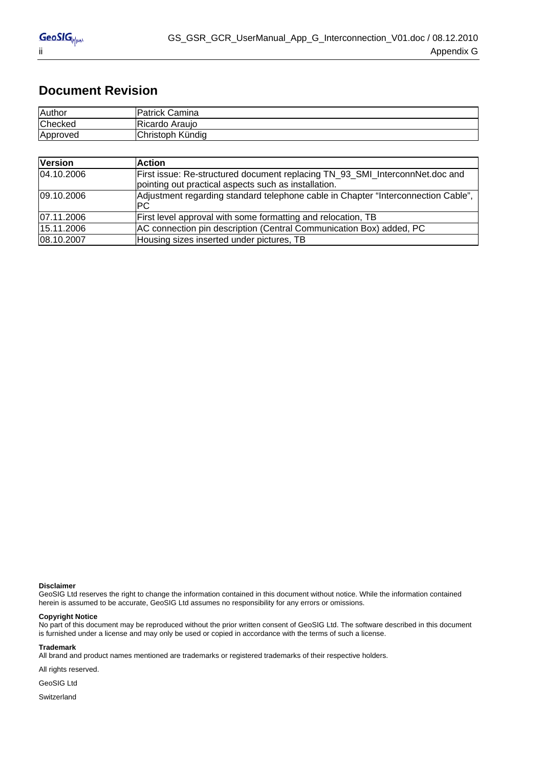## Document Revision

| Author | Patrick Camina |
|---|---|
| Checked | Ricardo Araujo |
| Approved | Christoph Kündig |

| Version | Action |
|---|---|
| 04.10.2006 | First issue: Re-structured document replacing TN_93_SMI_InterconnNet.doc and pointing out practical aspects such as installation. |
| 09.10.2006 | Adjustment regarding standard telephone cable in Chapter "Interconnection Cable", PC |
| 07.11.2006 | First level approval with some formatting and relocation, TB |
| 15.11.2006 | AC connection pin description (Central Communication Box) added, PC |
| 08.10.2007 | Housing sizes inserted under pictures, TB |

**Disclaimer**
GeoSIG Ltd reserves the right to change the information contained in this document without notice. While the information contained herein is assumed to be accurate, GeoSIG Ltd assumes no responsibility for any errors or omissions.

**Copyright Notice**
No part of this document may be reproduced without the prior written consent of GeoSIG Ltd. The software described in this document is furnished under a license and may only be used or copied in accordance with the terms of such a license.

**Trademark**
All brand and product names mentioned are trademarks or registered trademarks of their respective holders.

All rights reserved.

GeoSIG Ltd

Switzerland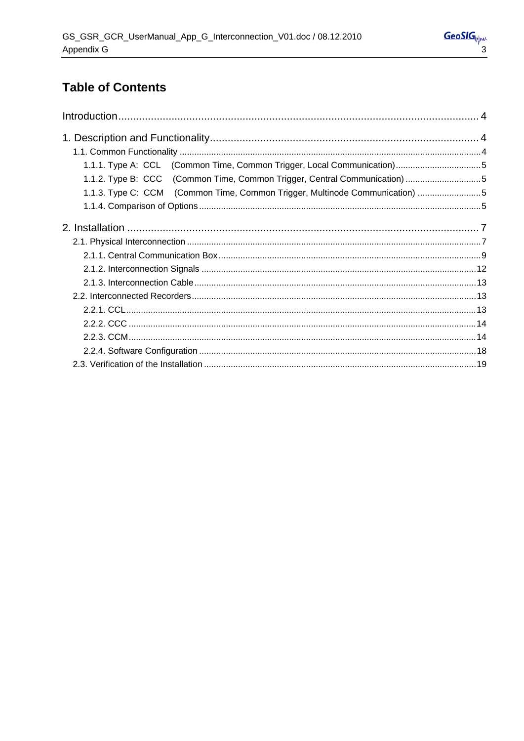# Table of Contents

Introduction .......... 4

1. Description and Functionality .......... 4

- 1.1. Common Functionality .......... 4
  - 1.1.1. Type A: CCL (Common Time, Common Trigger, Local Communication) .......... 5
  - 1.1.2. Type B: CCC (Common Time, Common Trigger, Central Communication) .......... 5
  - 1.1.3. Type C: CCM (Common Time, Common Trigger, Multinode Communication) .......... 5
  - 1.1.4. Comparison of Options .......... 5

2. Installation .......... 7

- 2.1. Physical Interconnection .......... 7
  - 2.1.1. Central Communication Box .......... 9
  - 2.1.2. Interconnection Signals .......... 12
  - 2.1.3. Interconnection Cable .......... 13
- 2.2. Interconnected Recorders .......... 13
  - 2.2.1. CCL .......... 13
  - 2.2.2. CCC .......... 14
  - 2.2.3. CCM .......... 14
  - 2.2.4. Software Configuration .......... 18
- 2.3. Verification of the Installation .......... 19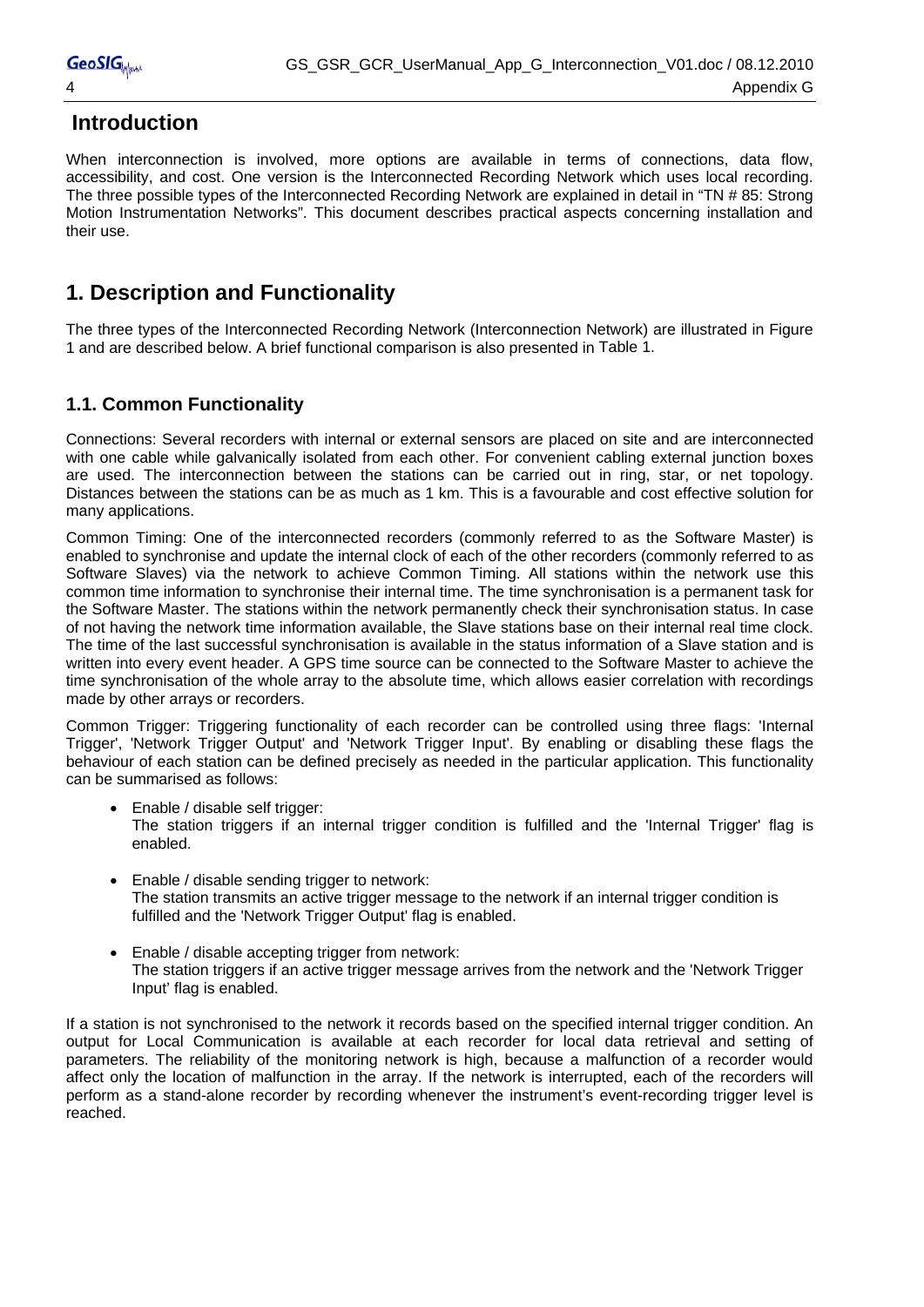## Introduction

When interconnection is involved, more options are available in terms of connections, data flow, accessibility, and cost. One version is the Interconnected Recording Network which uses local recording. The three possible types of the Interconnected Recording Network are explained in detail in "TN # 85: Strong Motion Instrumentation Networks". This document describes practical aspects concerning installation and their use.

# 1. Description and Functionality

The three types of the Interconnected Recording Network (Interconnection Network) are illustrated in Figure 1 and are described below. A brief functional comparison is also presented in Table 1.

## 1.1. Common Functionality

Connections: Several recorders with internal or external sensors are placed on site and are interconnected with one cable while galvanically isolated from each other. For convenient cabling external junction boxes are used. The interconnection between the stations can be carried out in ring, star, or net topology. Distances between the stations can be as much as 1 km. This is a favourable and cost effective solution for many applications.

Common Timing: One of the interconnected recorders (commonly referred to as the Software Master) is enabled to synchronise and update the internal clock of each of the other recorders (commonly referred to as Software Slaves) via the network to achieve Common Timing. All stations within the network use this common time information to synchronise their internal time. The time synchronisation is a permanent task for the Software Master. The stations within the network permanently check their synchronisation status. In case of not having the network time information available, the Slave stations base on their internal real time clock. The time of the last successful synchronisation is available in the status information of a Slave station and is written into every event header. A GPS time source can be connected to the Software Master to achieve the time synchronisation of the whole array to the absolute time, which allows easier correlation with recordings made by other arrays or recorders.

Common Trigger: Triggering functionality of each recorder can be controlled using three flags: 'Internal Trigger', 'Network Trigger Output' and 'Network Trigger Input'. By enabling or disabling these flags the behaviour of each station can be defined precisely as needed in the particular application. This functionality can be summarised as follows:

- Enable / disable self trigger:
  The station triggers if an internal trigger condition is fulfilled and the 'Internal Trigger' flag is enabled.

- Enable / disable sending trigger to network:
  The station transmits an active trigger message to the network if an internal trigger condition is fulfilled and the 'Network Trigger Output' flag is enabled.

- Enable / disable accepting trigger from network:
  The station triggers if an active trigger message arrives from the network and the 'Network Trigger Input' flag is enabled.

If a station is not synchronised to the network it records based on the specified internal trigger condition. An output for Local Communication is available at each recorder for local data retrieval and setting of parameters. The reliability of the monitoring network is high, because a malfunction of a recorder would affect only the location of malfunction in the array. If the network is interrupted, each of the recorders will perform as a stand-alone recorder by recording whenever the instrument's event-recording trigger level is reached.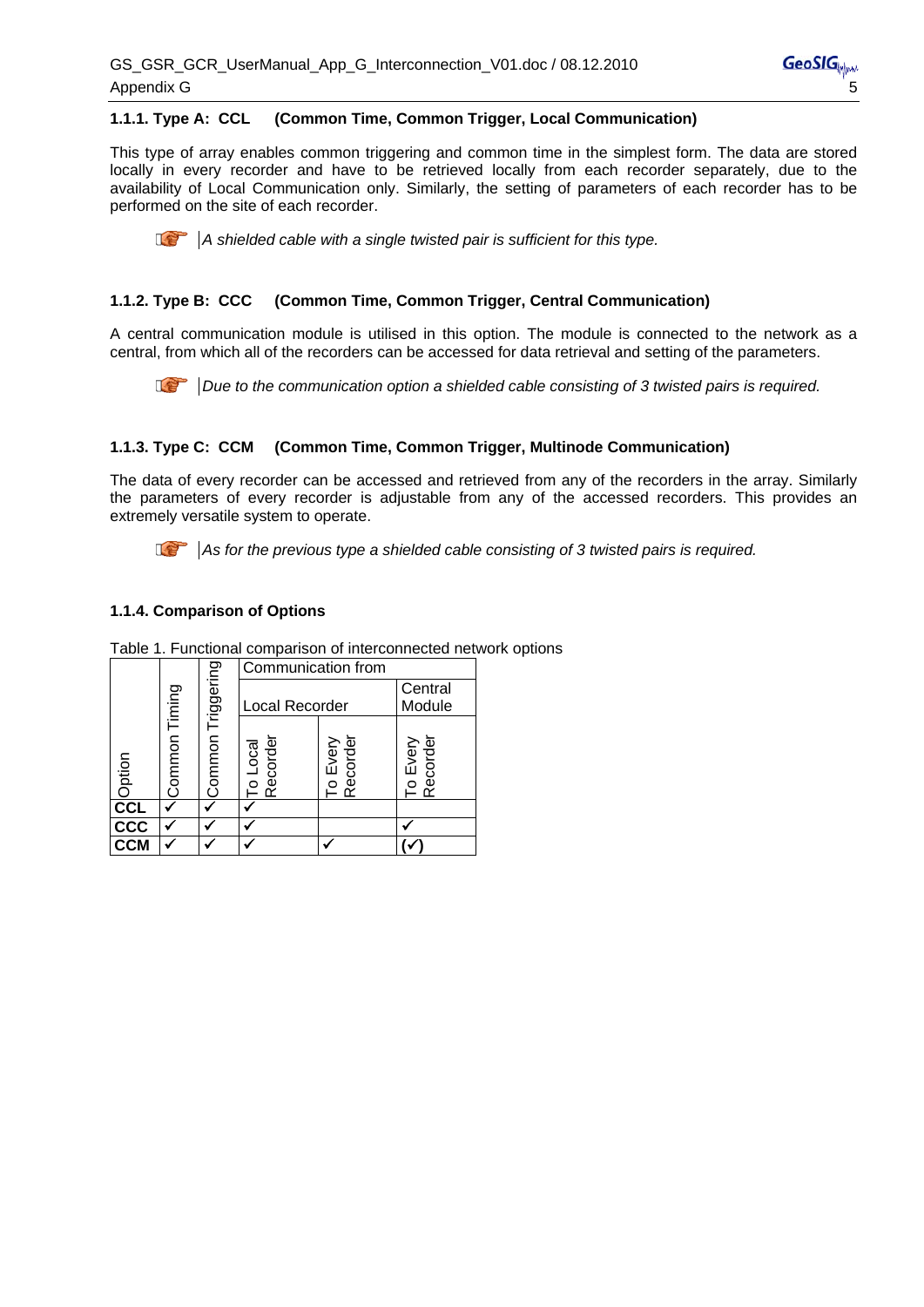### 1.1.1. Type A: CCL (Common Time, Common Trigger, Local Communication)

This type of array enables common triggering and common time in the simplest form. The data are stored locally in every recorder and have to be retrieved locally from each recorder separately, due to the availability of Local Communication only. Similarly, the setting of parameters of each recorder has to be performed on the site of each recorder.

> *A shielded cable with a single twisted pair is sufficient for this type.*

### 1.1.2. Type B: CCC (Common Time, Common Trigger, Central Communication)

A central communication module is utilised in this option. The module is connected to the network as a central, from which all of the recorders can be accessed for data retrieval and setting of the parameters.

> *Due to the communication option a shielded cable consisting of 3 twisted pairs is required.*

### 1.1.3. Type C: CCM (Common Time, Common Trigger, Multinode Communication)

The data of every recorder can be accessed and retrieved from any of the recorders in the array. Similarly the parameters of every recorder is adjustable from any of the accessed recorders. This provides an extremely versatile system to operate.

> *As for the previous type a shielded cable consisting of 3 twisted pairs is required.*

### 1.1.4. Comparison of Options

Table 1. Functional comparison of interconnected network options

| Option | Common Timing | Common Triggering | Communication from | | |
|---|---|---|---|---|---|
| | | | Local Recorder | | Central Module |
| | | | To Local Recorder | To Every Recorder | To Every Recorder |
| **CCL** | ✓ | ✓ | ✓ | | |
| **CCC** | ✓ | ✓ | ✓ | | ✓ |
| **CCM** | ✓ | ✓ | ✓ | ✓ | (✓) |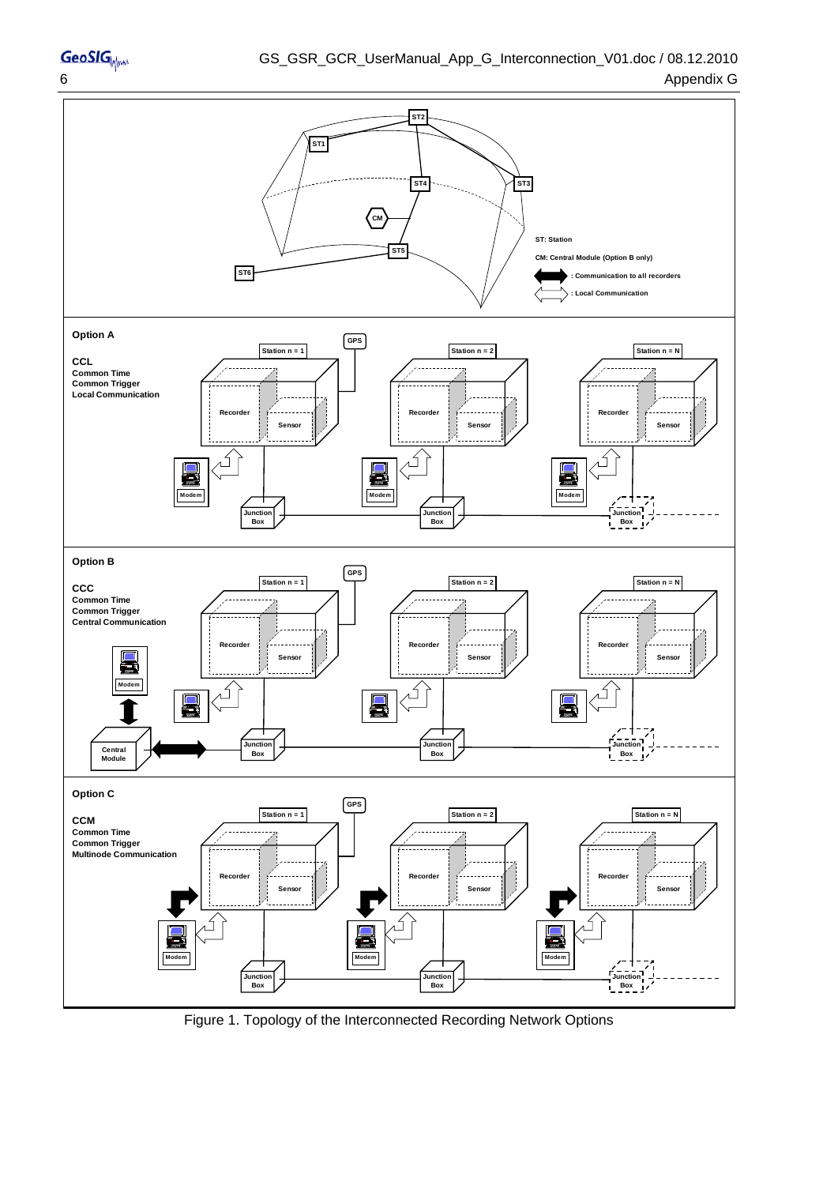ST2

ST1

ST4

ST3

CM

ST5

ST6

ST: Station

CM: Central Module (Option B only)

: Communication to all recorders

: Local Communication

**Option A**

**CCL**
**Common Time**
**Common Trigger**
**Local Communication**

GPS

Station n = 1 | Station n = 2 | Station n = N

Recorder | Sensor | Modem | Junction Box

**Option B**

**CCC**
**Common Time**
**Common Trigger**
**Central Communication**

GPS

Station n = 1 | Station n = 2 | Station n = N

Recorder | Sensor | Modem | Central Module | Junction Box

**Option C**

**CCM**
**Common Time**
**Common Trigger**
**Multinode Communication**

GPS

Station n = 1 | Station n = 2 | Station n = N

Recorder | Sensor | Modem | Junction Box

Figure 1. Topology of the Interconnected Recording Network Options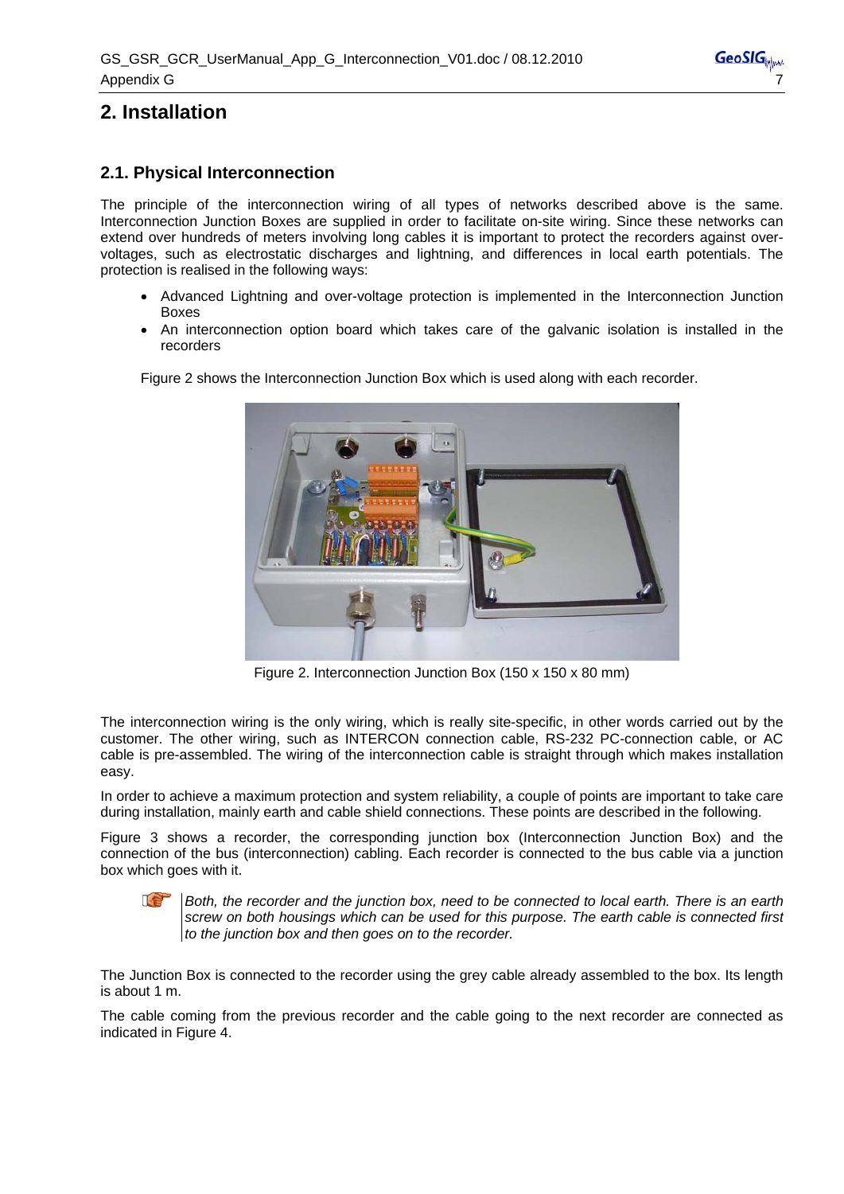# 2. Installation

## 2.1. Physical Interconnection

The principle of the interconnection wiring of all types of networks described above is the same. Interconnection Junction Boxes are supplied in order to facilitate on-site wiring. Since these networks can extend over hundreds of meters involving long cables it is important to protect the recorders against over-voltages, such as electrostatic discharges and lightning, and differences in local earth potentials. The protection is realised in the following ways:

- Advanced Lightning and over-voltage protection is implemented in the Interconnection Junction Boxes
- An interconnection option board which takes care of the galvanic isolation is installed in the recorders

Figure 2 shows the Interconnection Junction Box which is used along with each recorder.

Figure 2. Interconnection Junction Box (150 x 150 x 80 mm)

The interconnection wiring is the only wiring, which is really site-specific, in other words carried out by the customer. The other wiring, such as INTERCON connection cable, RS-232 PC-connection cable, or AC cable is pre-assembled. The wiring of the interconnection cable is straight through which makes installation easy.

In order to achieve a maximum protection and system reliability, a couple of points are important to take care during installation, mainly earth and cable shield connections. These points are described in the following.

Figure 3 shows a recorder, the corresponding junction box (Interconnection Junction Box) and the connection of the bus (interconnection) cabling. Each recorder is connected to the bus cable via a junction box which goes with it.

*Both, the recorder and the junction box, need to be connected to local earth. There is an earth screw on both housings which can be used for this purpose. The earth cable is connected first to the junction box and then goes on to the recorder.*

The Junction Box is connected to the recorder using the grey cable already assembled to the box. Its length is about 1 m.

The cable coming from the previous recorder and the cable going to the next recorder are connected as indicated in Figure 4.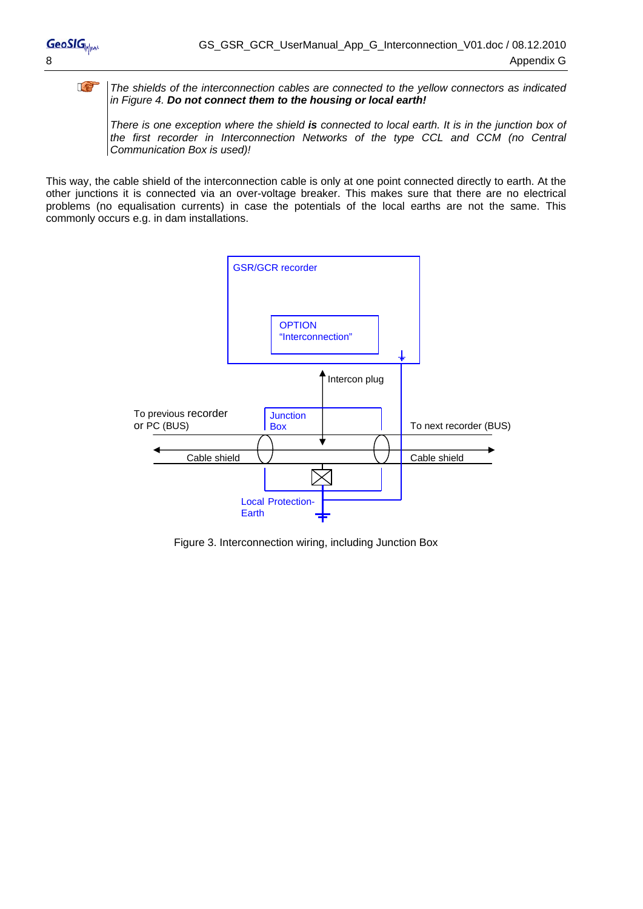*The shields of the interconnection cables are connected to the yellow connectors as indicated in Figure 4.* ***Do not connect them to the housing or local earth!***

*There is one exception where the shield* ***is*** *connected to local earth. It is in the junction box of the first recorder in Interconnection Networks of the type CCL and CCM (no Central Communication Box is used)!*

This way, the cable shield of the interconnection cable is only at one point connected directly to earth. At the other junctions it is connected via an over-voltage breaker. This makes sure that there are no electrical problems (no equalisation currents) in case the potentials of the local earths are not the same. This commonly occurs e.g. in dam installations.

GSR/GCR recorder

OPTION "Interconnection"

Intercon plug

To previous recorder or PC (BUS)

Junction Box

To next recorder (BUS)

Cable shield

Cable shield

Local Protection-Earth

Figure 3. Interconnection wiring, including Junction Box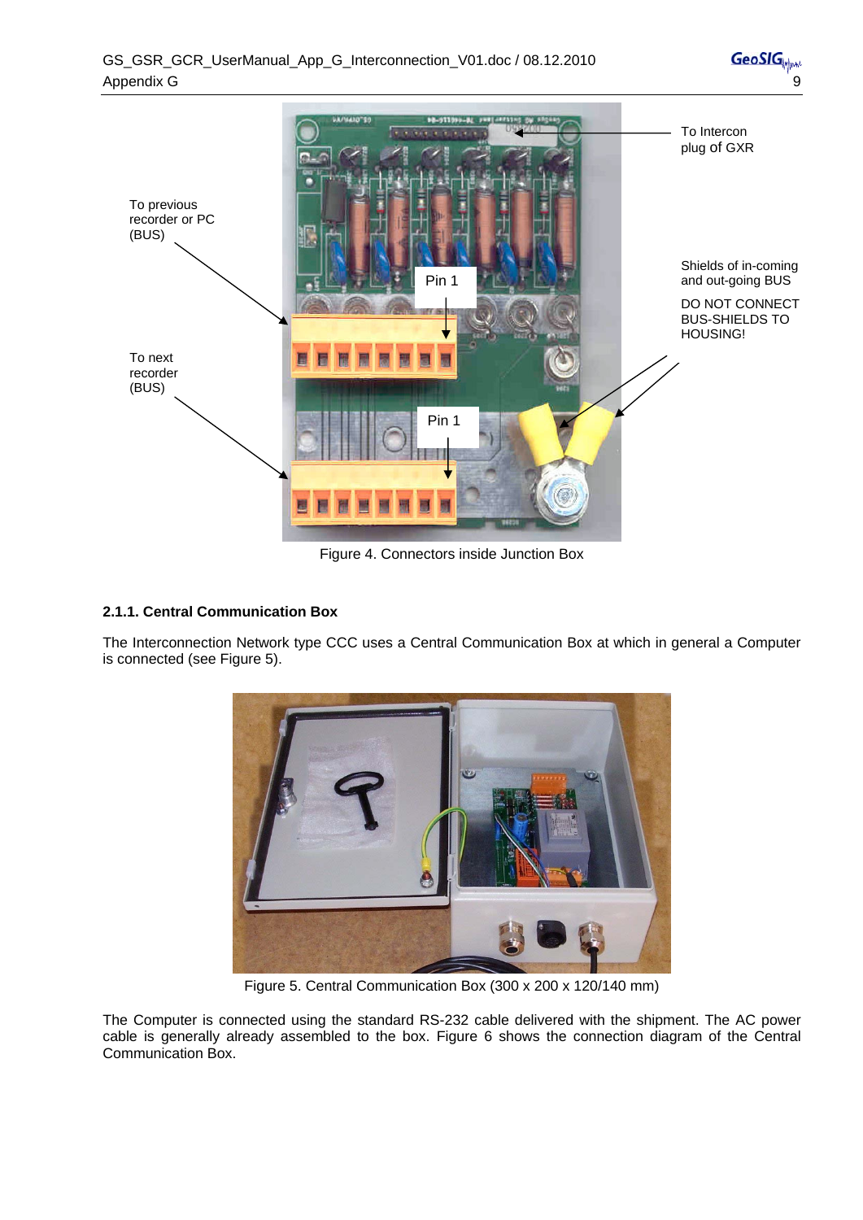To Intercon plug of GXR

To previous recorder or PC (BUS)

Shields of in-coming and out-going BUS

DO NOT CONNECT BUS-SHIELDS TO HOUSING!

Pin 1

To next recorder (BUS)

Pin 1

Figure 4. Connectors inside Junction Box

### 2.1.1. Central Communication Box

The Interconnection Network type CCC uses a Central Communication Box at which in general a Computer is connected (see Figure 5).

Figure 5. Central Communication Box (300 x 200 x 120/140 mm)

The Computer is connected using the standard RS-232 cable delivered with the shipment. The AC power cable is generally already assembled to the box. Figure 6 shows the connection diagram of the Central Communication Box.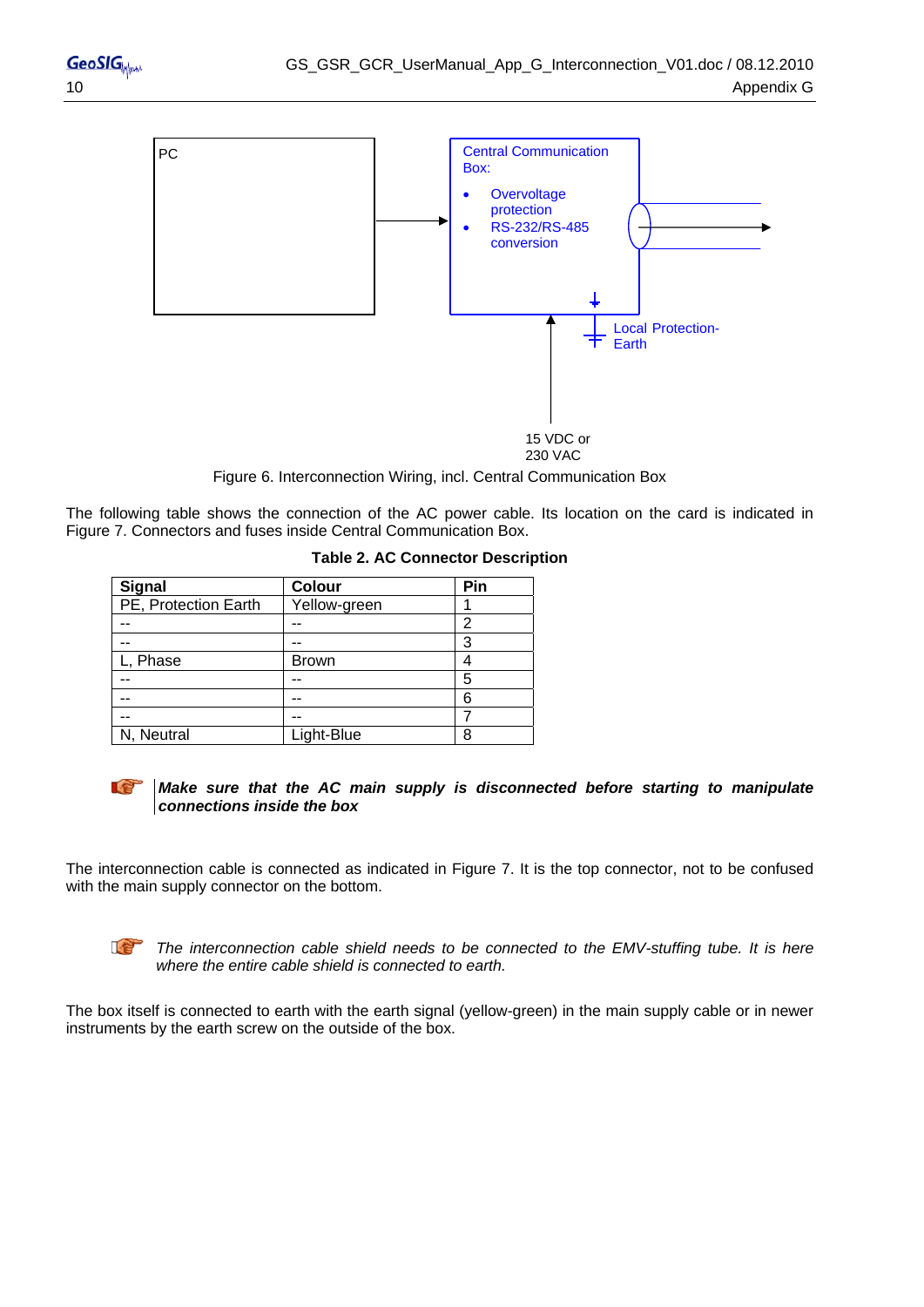PC

Central Communication Box:

- Overvoltage protection
- RS-232/RS-485 conversion

Local Protection-Earth

15 VDC or 230 VAC

Figure 6. Interconnection Wiring, incl. Central Communication Box

The following table shows the connection of the AC power cable. Its location on the card is indicated in Figure 7. Connectors and fuses inside Central Communication Box.

**Table 2. AC Connector Description**

| Signal | Colour | Pin |
|---|---|---|
| PE, Protection Earth | Yellow-green | 1 |
| -- | -- | 2 |
| -- | -- | 3 |
| L, Phase | Brown | 4 |
| -- | -- | 5 |
| -- | -- | 6 |
| -- | -- | 7 |
| N, Neutral | Light-Blue | 8 |

***Make sure that the AC main supply is disconnected before starting to manipulate connections inside the box***

The interconnection cable is connected as indicated in Figure 7. It is the top connector, not to be confused with the main supply connector on the bottom.

*The interconnection cable shield needs to be connected to the EMV-stuffing tube. It is here where the entire cable shield is connected to earth.*

The box itself is connected to earth with the earth signal (yellow-green) in the main supply cable or in newer instruments by the earth screw on the outside of the box.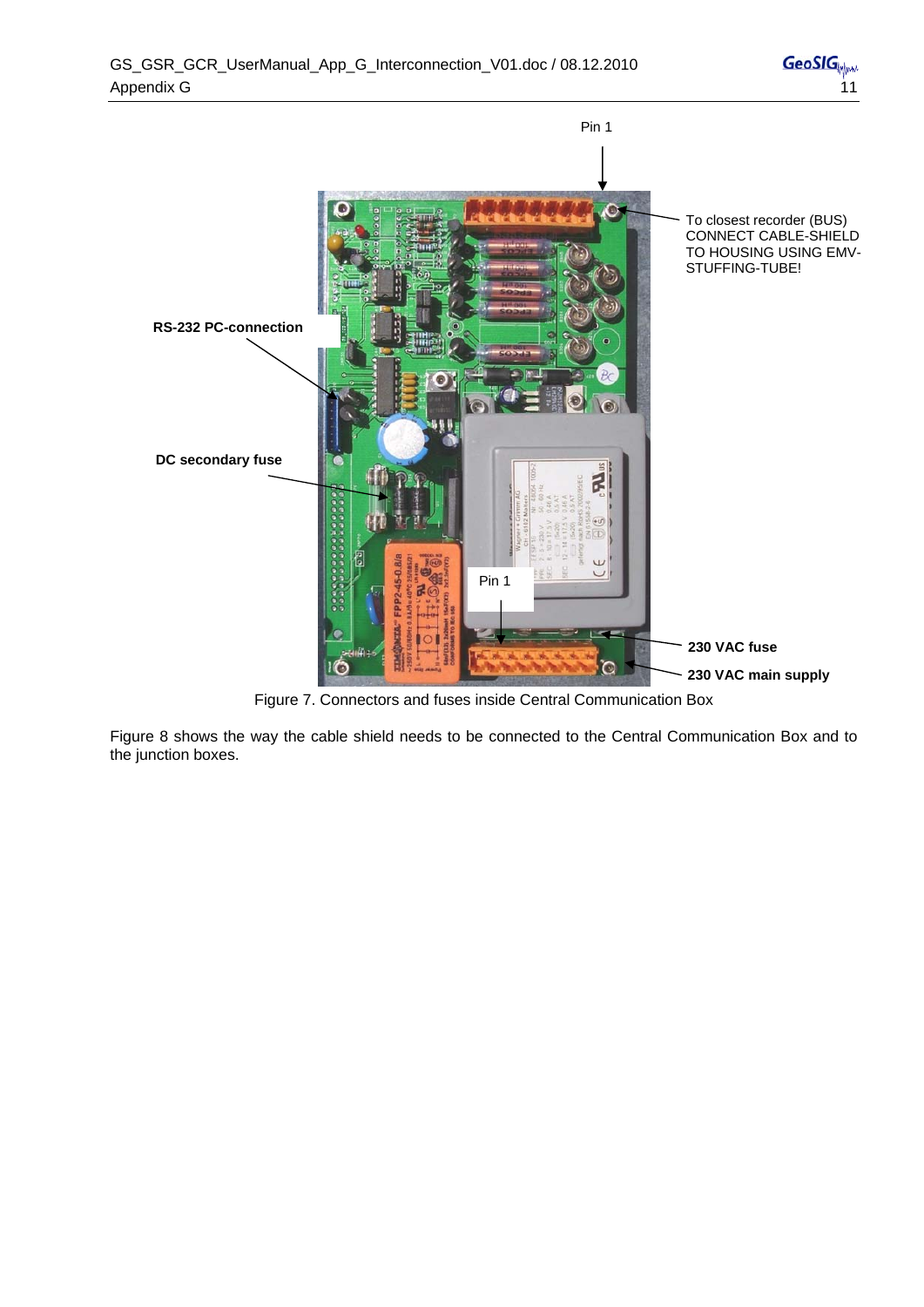Pin 1

To closest recorder (BUS) CONNECT CABLE-SHIELD TO HOUSING USING EMV-STUFFING-TUBE!

**RS-232 PC-connection**

**DC secondary fuse**

Pin 1

**230 VAC fuse**

**230 VAC main supply**

Figure 7. Connectors and fuses inside Central Communication Box

Figure 8 shows the way the cable shield needs to be connected to the Central Communication Box and to the junction boxes.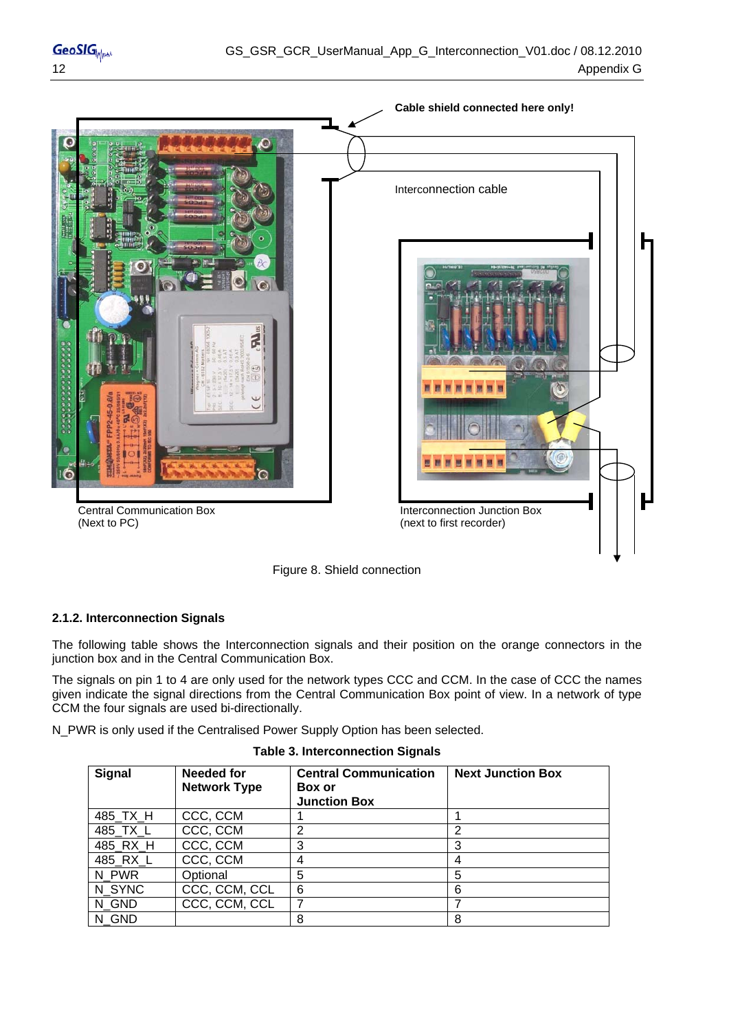Cable shield connected here only!

Interconnection cable

Central Communication Box
(Next to PC)

Interconnection Junction Box
(next to first recorder)

Figure 8. Shield connection

### 2.1.2. Interconnection Signals

The following table shows the Interconnection signals and their position on the orange connectors in the junction box and in the Central Communication Box.

The signals on pin 1 to 4 are only used for the network types CCC and CCM. In the case of CCC the names given indicate the signal directions from the Central Communication Box point of view. In a network of type CCM the four signals are used bi-directionally.

N_PWR is only used if the Centralised Power Supply Option has been selected.

**Table 3. Interconnection Signals**

| Signal | Needed for Network Type | Central Communication Box or Junction Box | Next Junction Box |
|---|---|---|---|
| 485_TX_H | CCC, CCM | 1 | 1 |
| 485_TX_L | CCC, CCM | 2 | 2 |
| 485_RX_H | CCC, CCM | 3 | 3 |
| 485_RX_L | CCC, CCM | 4 | 4 |
| N_PWR | Optional | 5 | 5 |
| N_SYNC | CCC, CCM, CCL | 6 | 6 |
| N_GND | CCC, CCM, CCL | 7 | 7 |
| N_GND | | 8 | 8 |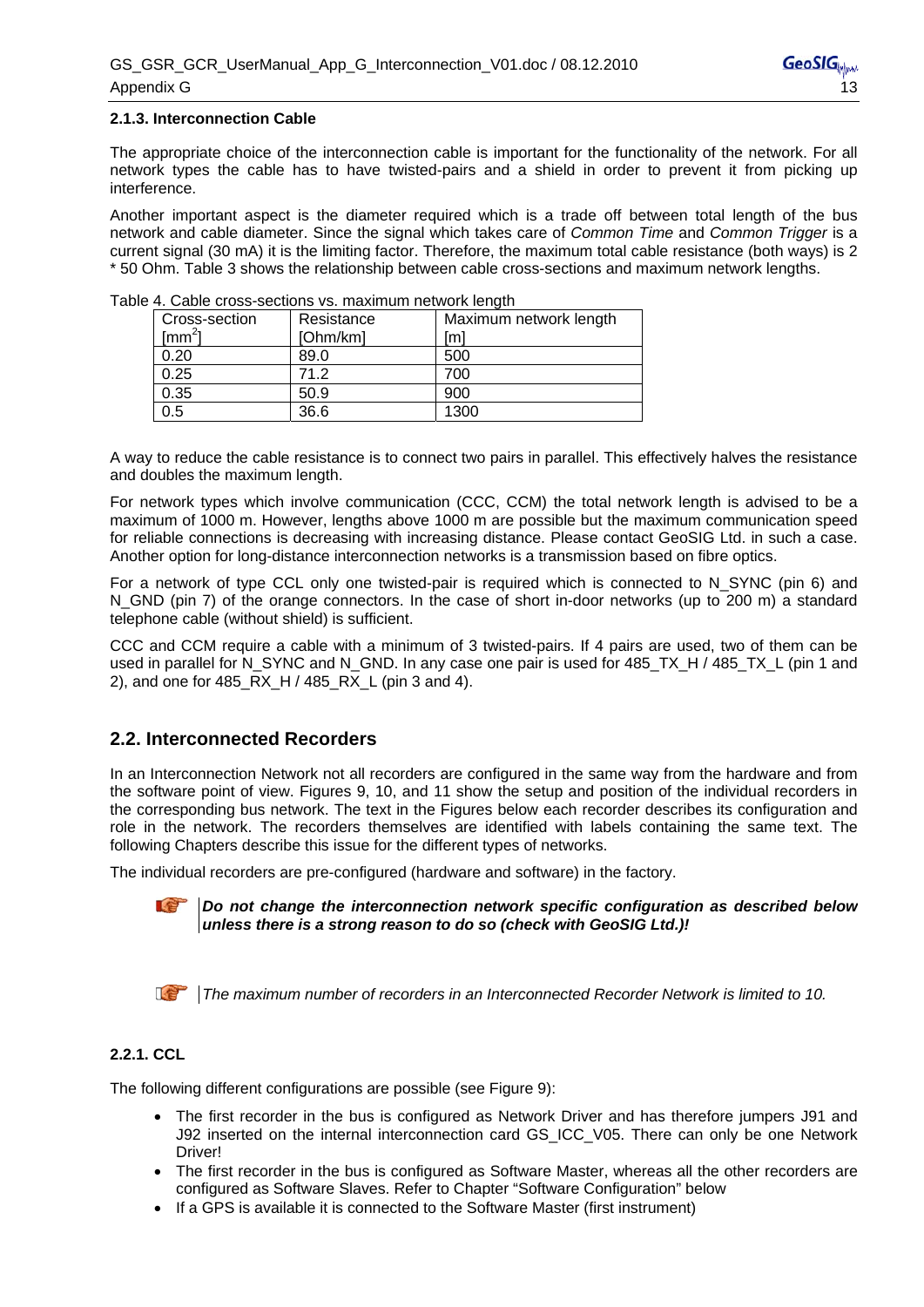#### 2.1.3. Interconnection Cable

The appropriate choice of the interconnection cable is important for the functionality of the network. For all network types the cable has to have twisted-pairs and a shield in order to prevent it from picking up interference.

Another important aspect is the diameter required which is a trade off between total length of the bus network and cable diameter. Since the signal which takes care of *Common Time* and *Common Trigger* is a current signal (30 mA) it is the limiting factor. Therefore, the maximum total cable resistance (both ways) is 2 * 50 Ohm. Table 3 shows the relationship between cable cross-sections and maximum network lengths.

Table 4. Cable cross-sections vs. maximum network length

| Cross-section [mm$^2$] | Resistance [Ohm/km] | Maximum network length [m] |
|---|---|---|
| 0.20 | 89.0 | 500 |
| 0.25 | 71.2 | 700 |
| 0.35 | 50.9 | 900 |
| 0.5 | 36.6 | 1300 |

A way to reduce the cable resistance is to connect two pairs in parallel. This effectively halves the resistance and doubles the maximum length.

For network types which involve communication (CCC, CCM) the total network length is advised to be a maximum of 1000 m. However, lengths above 1000 m are possible but the maximum communication speed for reliable connections is decreasing with increasing distance. Please contact GeoSIG Ltd. in such a case. Another option for long-distance interconnection networks is a transmission based on fibre optics.

For a network of type CCL only one twisted-pair is required which is connected to N_SYNC (pin 6) and N_GND (pin 7) of the orange connectors. In the case of short in-door networks (up to 200 m) a standard telephone cable (without shield) is sufficient.

CCC and CCM require a cable with a minimum of 3 twisted-pairs. If 4 pairs are used, two of them can be used in parallel for N_SYNC and N_GND. In any case one pair is used for 485_TX_H / 485_TX_L (pin 1 and 2), and one for 485_RX_H / 485_RX_L (pin 3 and 4).

## 2.2. Interconnected Recorders

In an Interconnection Network not all recorders are configured in the same way from the hardware and from the software point of view. Figures 9, 10, and 11 show the setup and position of the individual recorders in the corresponding bus network. The text in the Figures below each recorder describes its configuration and role in the network. The recorders themselves are identified with labels containing the same text. The following Chapters describe this issue for the different types of networks.

The individual recorders are pre-configured (hardware and software) in the factory.

> ***Do not change the interconnection network specific configuration as described below unless there is a strong reason to do so (check with GeoSIG Ltd.)!***

> *The maximum number of recorders in an Interconnected Recorder Network is limited to 10.*

#### 2.2.1. CCL

The following different configurations are possible (see Figure 9):

- The first recorder in the bus is configured as Network Driver and has therefore jumpers J91 and J92 inserted on the internal interconnection card GS_ICC_V05. There can only be one Network Driver!
- The first recorder in the bus is configured as Software Master, whereas all the other recorders are configured as Software Slaves. Refer to Chapter "Software Configuration" below
- If a GPS is available it is connected to the Software Master (first instrument)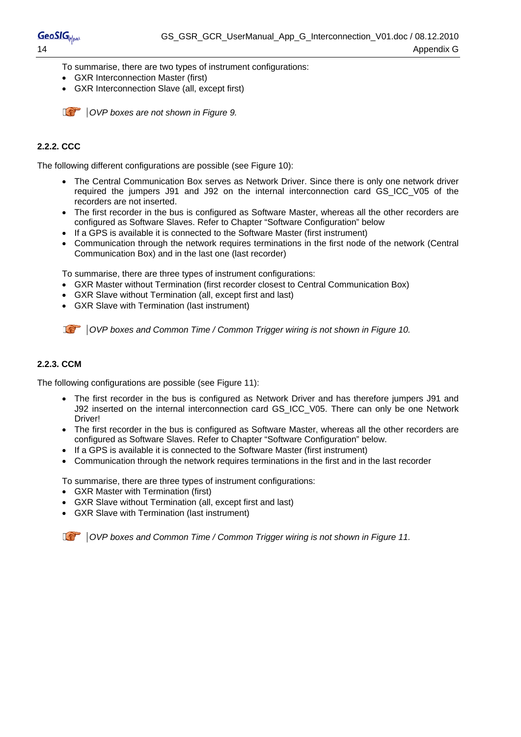To summarise, there are two types of instrument configurations:

- GXR Interconnection Master (first)
- GXR Interconnection Slave (all, except first)

*OVP boxes are not shown in Figure 9.*

### 2.2.2. CCC

The following different configurations are possible (see Figure 10):

- The Central Communication Box serves as Network Driver. Since there is only one network driver required the jumpers J91 and J92 on the internal interconnection card GS_ICC_V05 of the recorders are not inserted.
- The first recorder in the bus is configured as Software Master, whereas all the other recorders are configured as Software Slaves. Refer to Chapter "Software Configuration" below
- If a GPS is available it is connected to the Software Master (first instrument)
- Communication through the network requires terminations in the first node of the network (Central Communication Box) and in the last one (last recorder)

To summarise, there are three types of instrument configurations:

- GXR Master without Termination (first recorder closest to Central Communication Box)
- GXR Slave without Termination (all, except first and last)
- GXR Slave with Termination (last instrument)

*OVP boxes and Common Time / Common Trigger wiring is not shown in Figure 10.*

### 2.2.3. CCM

The following configurations are possible (see Figure 11):

- The first recorder in the bus is configured as Network Driver and has therefore jumpers J91 and J92 inserted on the internal interconnection card GS_ICC_V05. There can only be one Network Driver!
- The first recorder in the bus is configured as Software Master, whereas all the other recorders are configured as Software Slaves. Refer to Chapter "Software Configuration" below.
- If a GPS is available it is connected to the Software Master (first instrument)
- Communication through the network requires terminations in the first and in the last recorder

To summarise, there are three types of instrument configurations:

- GXR Master with Termination (first)
- GXR Slave without Termination (all, except first and last)
- GXR Slave with Termination (last instrument)

*OVP boxes and Common Time / Common Trigger wiring is not shown in Figure 11.*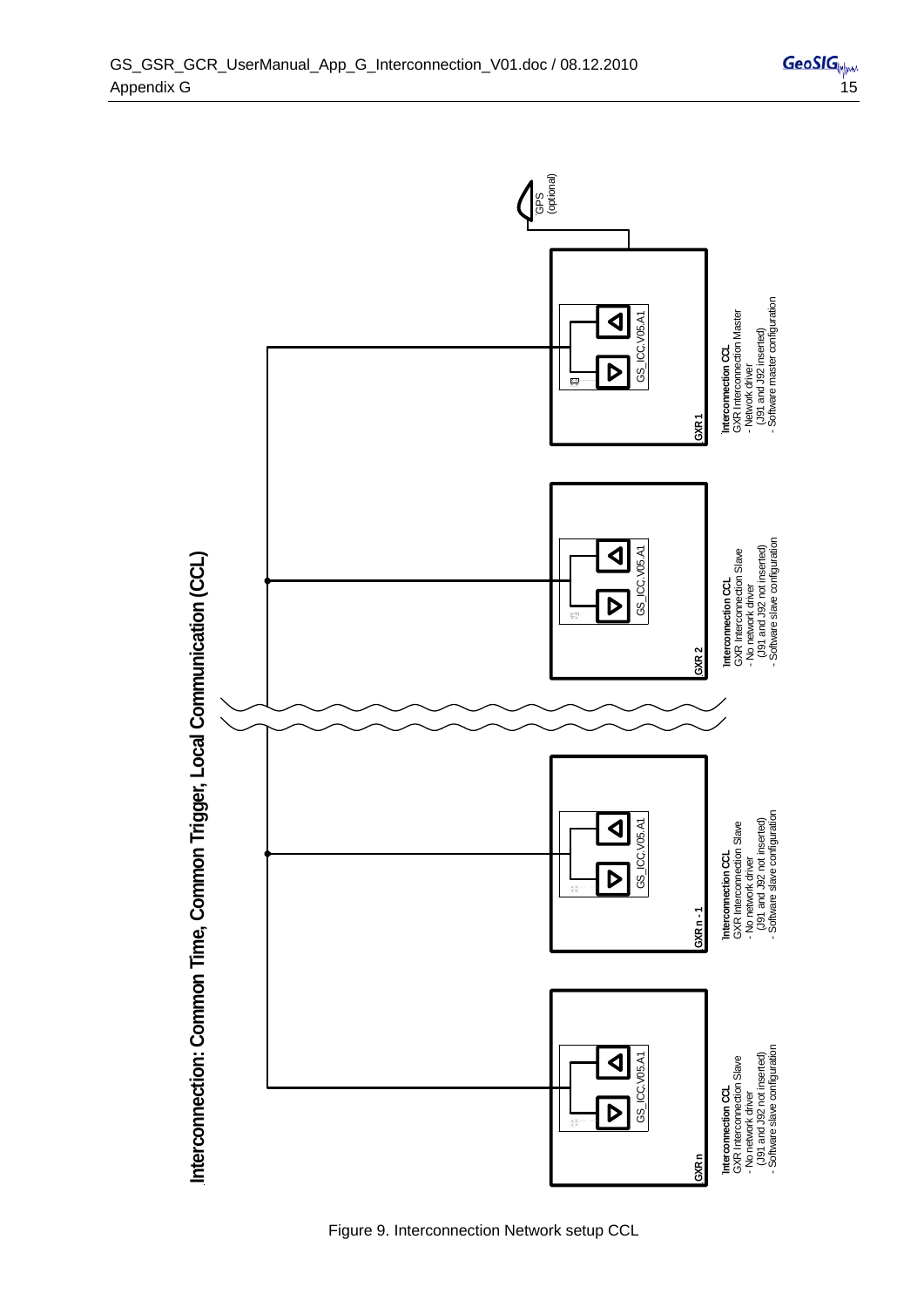# Interconnection: Common Time, Common Trigger, Local Communication (CCL)

GPS (optional)

**GXR 1**

GS_ICC.V05.A1

**Interconnection CCL**
GXR Interconnection Master
- Network driver
  (J91 and J92 inserted)
- Software master configuration

**GXR 2**

GS_ICC.V05.A1

**Interconnection CCL**
GXR Interconnection Slave
- No network driver
  (J91 and J92 not inserted)
- Software slave configuration

**GXR n - 1**

GS_ICC.V05.A1

**Interconnection CCL**
GXR Interconnection Slave
- No network driver
  (J91 and J92 not inserted)
- Software slave configuration

**GXR n**

GS_ICC.V05.A1

**Interconnection CCL**
GXR Interconnection Slave
- No network driver
  (J91 and J92 not inserted)
- Software slave configuration

Figure 9. Interconnection Network setup CCL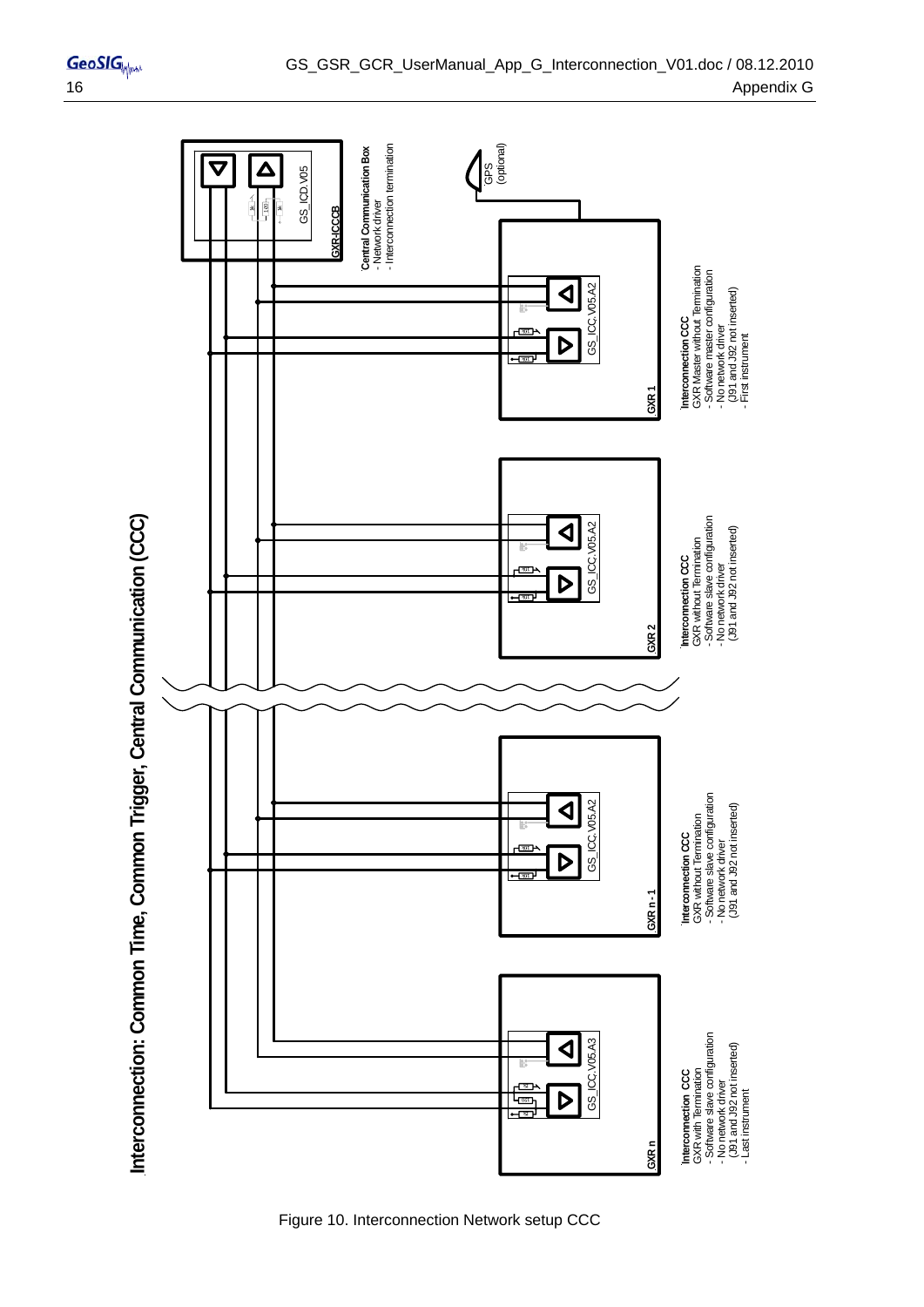# Interconnection: Common Time, Common Trigger, Central Communication (CCC)

**Central Communication Box**
- Network driver
- Interconnection termination

GXR-ICCCB

GS_ICD.V05

GPS (optional)

**GXR 1**

GS_ICC.V05.A2

**Interconnection CCC**
GXR Master without Termination
- Software master configuration
- No network driver
(J91 and J92 not inserted)
- First instrument

**GXR 2**

GS_ICC.V05.A2

**Interconnection CCC**
GXR without Termination
- Software slave configuration
- No network driver
(J91 and J92 not inserted)

**GXR n - 1**

GS_ICC.V05.A2

**Interconnection CCC**
GXR without Termination
- Software slave configuration
- No network driver
(J91 and J92 not inserted)

**GXR n**

GS_ICC.V05.A3

**Interconnection CCC**
GXR with Termination
- Software slave configuration
- No network driver
(J91 and J92 not inserted)
- Last instrument

Figure 10. Interconnection Network setup CCC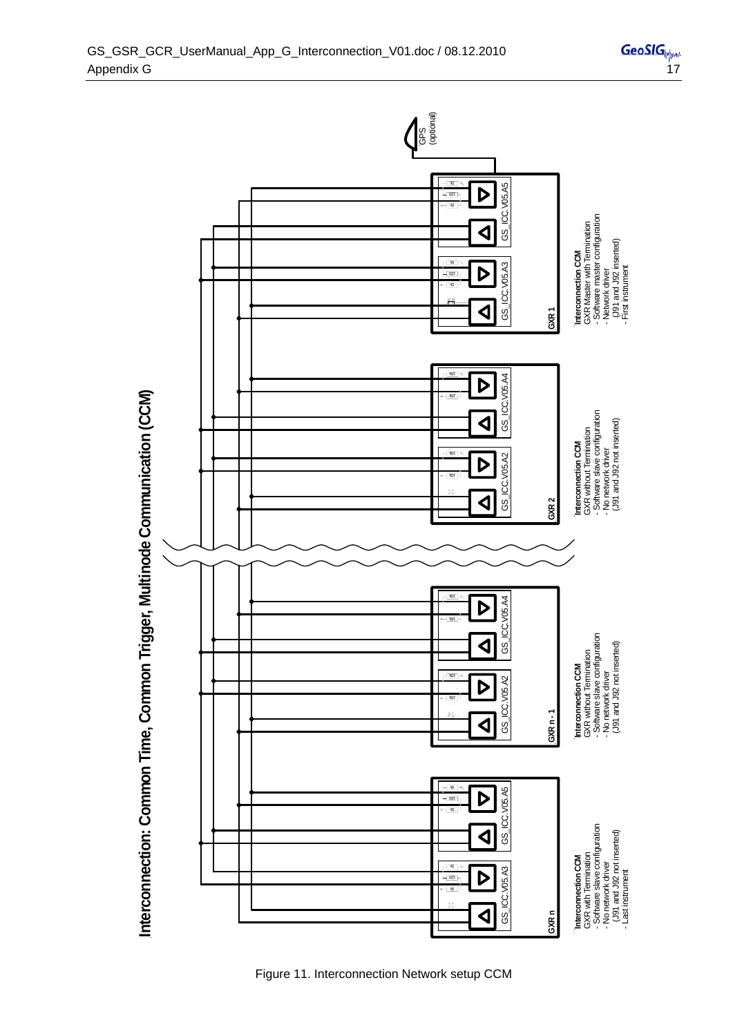# Interconnection: Common Time, Common Trigger, Multinode Communication (CCM)

GPS (optional)

GS_ICC.V05.A5

GS_ICC.V05.A3

GXR 1

Interconnection CCM
GXR Master with Termination
- Software master configuration
- Network driver
  (J91 and J92 inserted)
- First instrument

GS_ICC.V05.A4

GS_ICC.V05.A2

GXR 2

Interconnection CCM
GXR without Termination
- Software slave configuration
- No network driver
  (J91 and J92 not inserted)

GS_ICC.V05.A4

GS_ICC.V05.A2

GXR n - 1

Interconnection CCM
GXR without Termination
- Software slave configuration
- No network driver
  (J91 and J92 not inserted)

GS_ICC.V05.A5

GS_ICC.V05.A3

GXR n

Interconnection CCM
GXR with Termination
- Software slave configuration
- No network driver
  (J91 and J92 not inserted)
- Last instrument

Figure 11. Interconnection Network setup CCM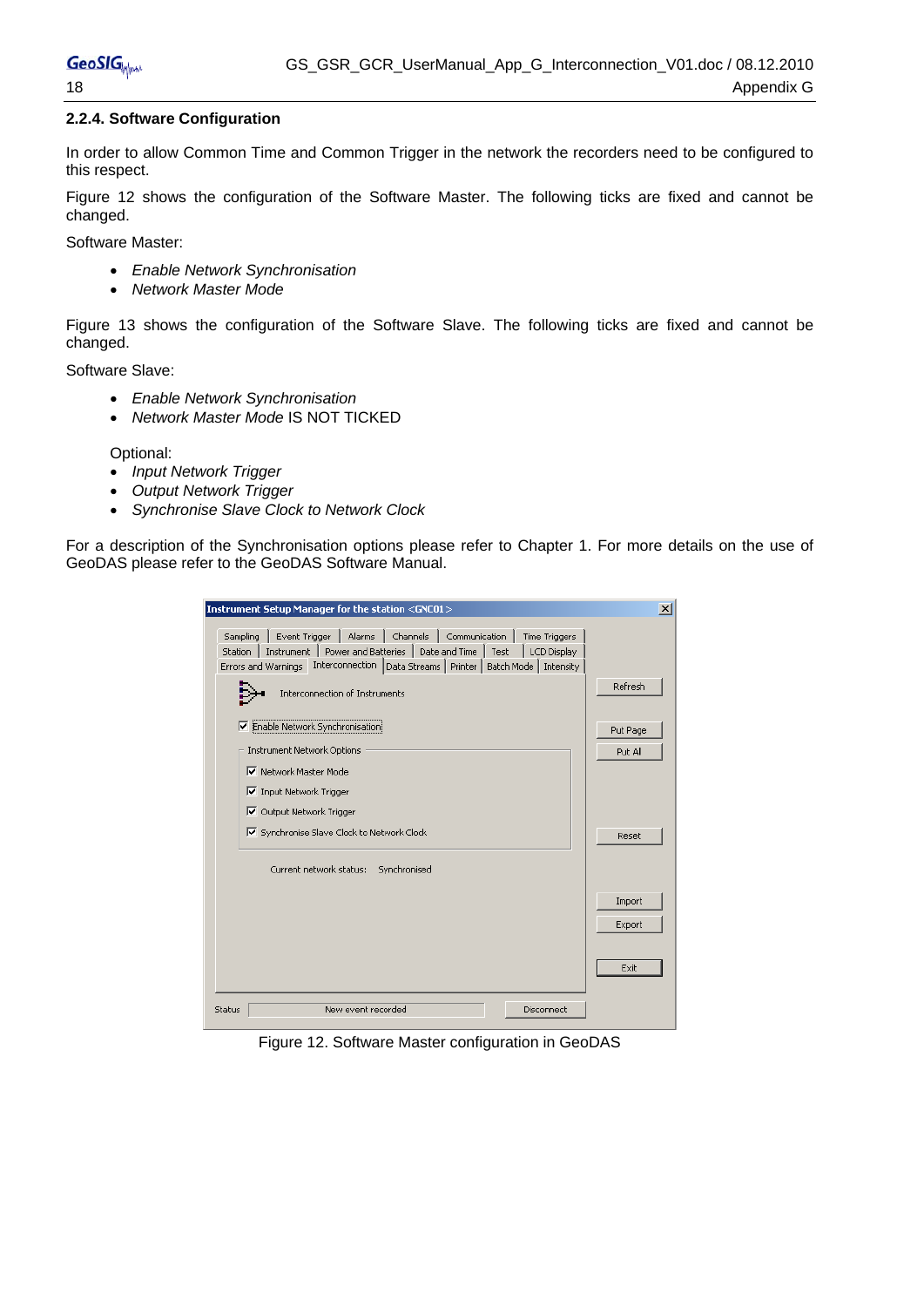### 2.2.4. Software Configuration

In order to allow Common Time and Common Trigger in the network the recorders need to be configured to this respect.

Figure 12 shows the configuration of the Software Master. The following ticks are fixed and cannot be changed.

Software Master:

- *Enable Network Synchronisation*
- *Network Master Mode*

Figure 13 shows the configuration of the Software Slave. The following ticks are fixed and cannot be changed.

Software Slave:

- *Enable Network Synchronisation*
- *Network Master Mode* IS NOT TICKED

Optional:

- *Input Network Trigger*
- *Output Network Trigger*
- *Synchronise Slave Clock to Network Clock*

For a description of the Synchronisation options please refer to Chapter 1. For more details on the use of GeoDAS please refer to the GeoDAS Software Manual.

Figure 12. Software Master configuration in GeoDAS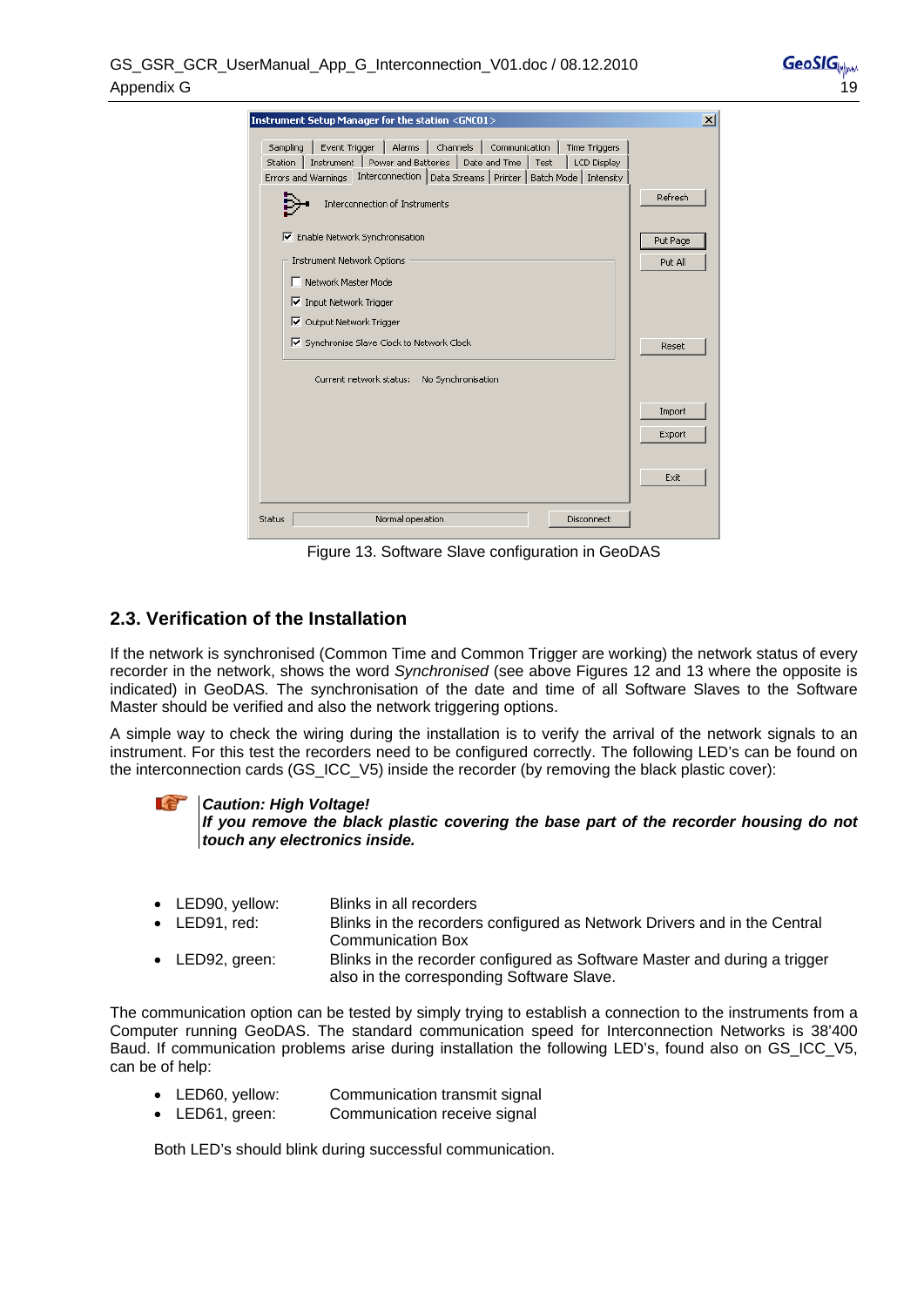Figure 13. Software Slave configuration in GeoDAS

## 2.3. Verification of the Installation

If the network is synchronised (Common Time and Common Trigger are working) the network status of every recorder in the network, shows the word *Synchronised* (see above Figures 12 and 13 where the opposite is indicated) in GeoDAS. The synchronisation of the date and time of all Software Slaves to the Software Master should be verified and also the network triggering options.

A simple way to check the wiring during the installation is to verify the arrival of the network signals to an instrument. For this test the recorders need to be configured correctly. The following LED's can be found on the interconnection cards (GS_ICC_V5) inside the recorder (by removing the black plastic cover):

> ***Caution: High Voltage!***
> ***If you remove the black plastic covering the base part of the recorder housing do not touch any electronics inside.***

- LED90, yellow: Blinks in all recorders
- LED91, red: Blinks in the recorders configured as Network Drivers and in the Central Communication Box
- LED92, green: Blinks in the recorder configured as Software Master and during a trigger also in the corresponding Software Slave.

The communication option can be tested by simply trying to establish a connection to the instruments from a Computer running GeoDAS. The standard communication speed for Interconnection Networks is 38'400 Baud. If communication problems arise during installation the following LED's, found also on GS_ICC_V5, can be of help:

- LED60, yellow: Communication transmit signal
- LED61, green: Communication receive signal

Both LED's should blink during successful communication.